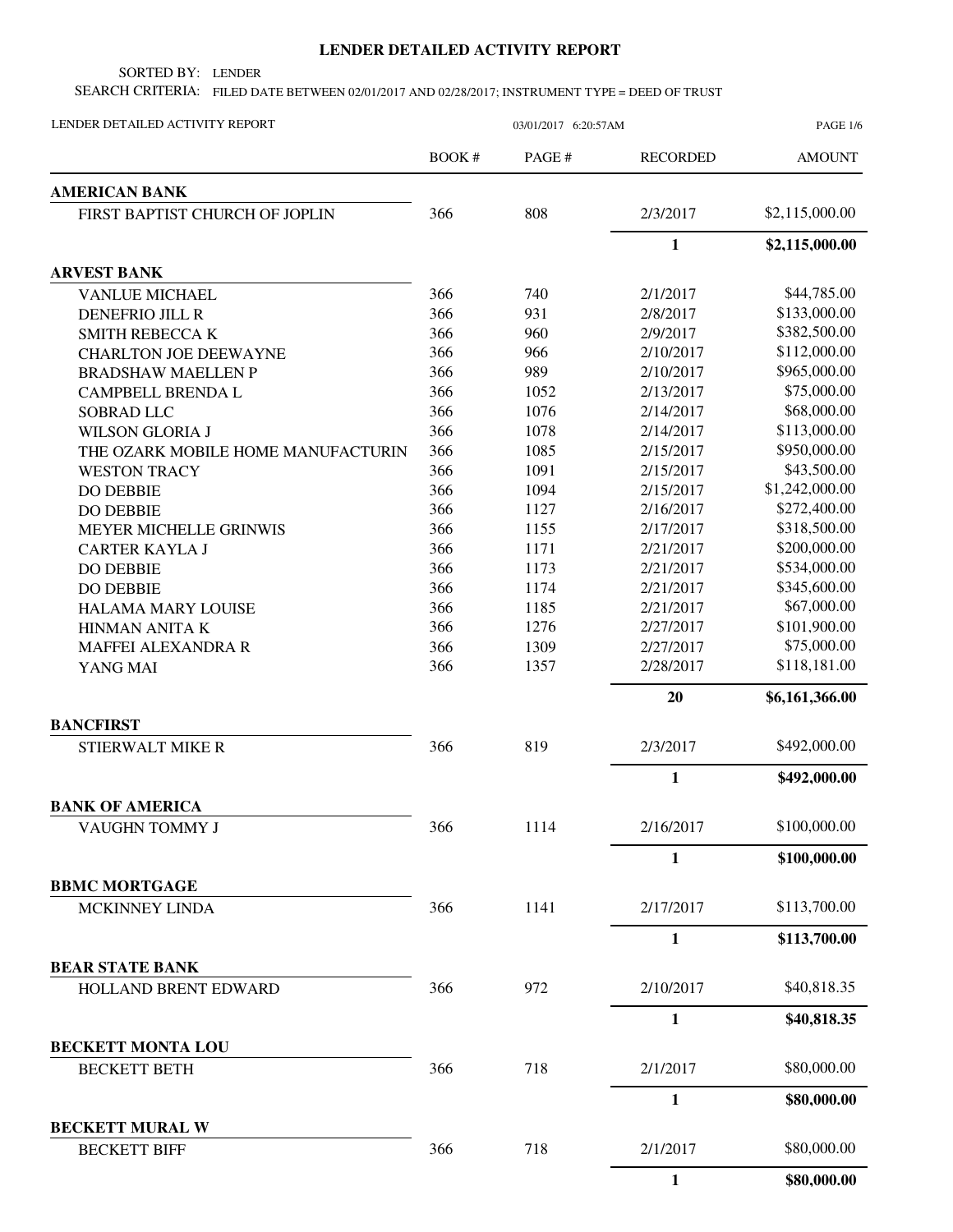# LENDER DETAILED ACTIVITY REPORT

SORTED BY: LENDER

SEARCH CRITERIA: FILED DATE BETWEEN 02/01/2017 AND 02/28/2017; INSTRUMENT TYPE = DEED OF TRUST

LENDER DETAILED ACTIVITY REPORT 03/01/2017 6:20:57AM

| | BOOK # | PAGE # | RECORDED | AMOUNT |
|---|---|---|---|---|
| **AMERICAN BANK** | | | | |
| FIRST BAPTIST CHURCH OF JOPLIN | 366 | 808 | 2/3/2017 | $2,115,000.00 |
| | | | **1** | **$2,115,000.00** |
| **ARVEST BANK** | | | | |
| VANLUE MICHAEL | 366 | 740 | 2/1/2017 | $44,785.00 |
| DENEFRIO JILL R | 366 | 931 | 2/8/2017 | $133,000.00 |
| SMITH REBECCA K | 366 | 960 | 2/9/2017 | $382,500.00 |
| CHARLTON JOE DEEWAYNE | 366 | 966 | 2/10/2017 | $112,000.00 |
| BRADSHAW MAELLEN P | 366 | 989 | 2/10/2017 | $965,000.00 |
| CAMPBELL BRENDA L | 366 | 1052 | 2/13/2017 | $75,000.00 |
| SOBRAD LLC | 366 | 1076 | 2/14/2017 | $68,000.00 |
| WILSON GLORIA J | 366 | 1078 | 2/14/2017 | $113,000.00 |
| THE OZARK MOBILE HOME MANUFACTURIN | 366 | 1085 | 2/15/2017 | $950,000.00 |
| WESTON TRACY | 366 | 1091 | 2/15/2017 | $43,500.00 |
| DO DEBBIE | 366 | 1094 | 2/15/2017 | $1,242,000.00 |
| DO DEBBIE | 366 | 1127 | 2/16/2017 | $272,400.00 |
| MEYER MICHELLE GRINWIS | 366 | 1155 | 2/17/2017 | $318,500.00 |
| CARTER KAYLA J | 366 | 1171 | 2/21/2017 | $200,000.00 |
| DO DEBBIE | 366 | 1173 | 2/21/2017 | $534,000.00 |
| DO DEBBIE | 366 | 1174 | 2/21/2017 | $345,600.00 |
| HALAMA MARY LOUISE | 366 | 1185 | 2/21/2017 | $67,000.00 |
| HINMAN ANITA K | 366 | 1276 | 2/27/2017 | $101,900.00 |
| MAFFEI ALEXANDRA R | 366 | 1309 | 2/27/2017 | $75,000.00 |
| YANG MAI | 366 | 1357 | 2/28/2017 | $118,181.00 |
| | | | **20** | **$6,161,366.00** |
| **BANCFIRST** | | | | |
| STIERWALT MIKE R | 366 | 819 | 2/3/2017 | $492,000.00 |
| | | | **1** | **$492,000.00** |
| **BANK OF AMERICA** | | | | |
| VAUGHN TOMMY J | 366 | 1114 | 2/16/2017 | $100,000.00 |
| | | | **1** | **$100,000.00** |
| **BBMC MORTGAGE** | | | | |
| MCKINNEY LINDA | 366 | 1141 | 2/17/2017 | $113,700.00 |
| | | | **1** | **$113,700.00** |
| **BEAR STATE BANK** | | | | |
| HOLLAND BRENT EDWARD | 366 | 972 | 2/10/2017 | $40,818.35 |
| | | | **1** | **$40,818.35** |
| **BECKETT MONTA LOU** | | | | |
| BECKETT BETH | 366 | 718 | 2/1/2017 | $80,000.00 |
| | | | **1** | **$80,000.00** |
| **BECKETT MURAL W** | | | | |
| BECKETT BIFF | 366 | 718 | 2/1/2017 | $80,000.00 |
| | | | **1** | **$80,000.00** |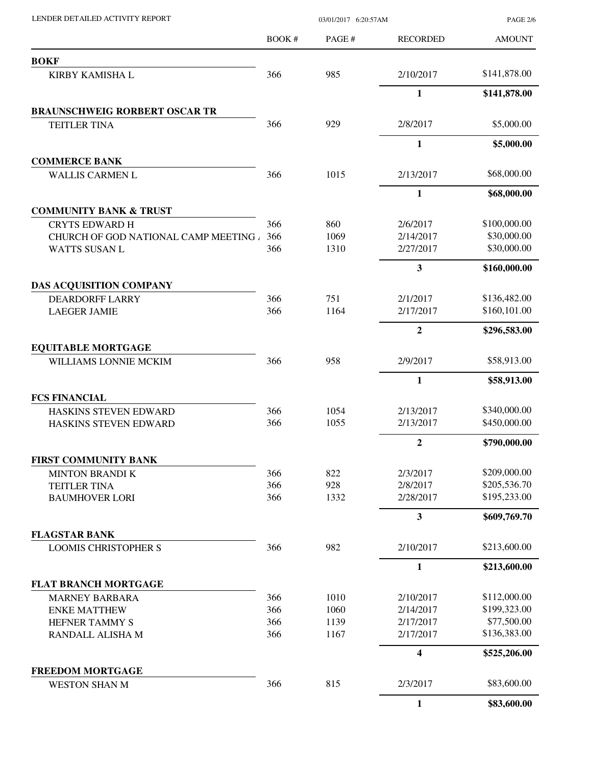| | BOOK # | PAGE # | RECORDED | AMOUNT |
|---|---|---|---|---|
| **BOKF** | | | | |
| KIRBY KAMISHA L | 366 | 985 | 2/10/2017 | $141,878.00 |
| | | | **1** | **$141,878.00** |
| **BRAUNSCHWEIG RORBERT OSCAR TR** | | | | |
| TEITLER TINA | 366 | 929 | 2/8/2017 | $5,000.00 |
| | | | **1** | **$5,000.00** |
| **COMMERCE BANK** | | | | |
| WALLIS CARMEN L | 366 | 1015 | 2/13/2017 | $68,000.00 |
| | | | **1** | **$68,000.00** |
| **COMMUNITY BANK & TRUST** | | | | |
| CRYTS EDWARD H | 366 | 860 | 2/6/2017 | $100,000.00 |
| CHURCH OF GOD NATIONAL CAMP MEETING / | 366 | 1069 | 2/14/2017 | $30,000.00 |
| WATTS SUSAN L | 366 | 1310 | 2/27/2017 | $30,000.00 |
| | | | **3** | **$160,000.00** |
| **DAS ACQUISITION COMPANY** | | | | |
| DEARDORFF LARRY | 366 | 751 | 2/1/2017 | $136,482.00 |
| LAEGER JAMIE | 366 | 1164 | 2/17/2017 | $160,101.00 |
| | | | **2** | **$296,583.00** |
| **EQUITABLE MORTGAGE** | | | | |
| WILLIAMS LONNIE MCKIM | 366 | 958 | 2/9/2017 | $58,913.00 |
| | | | **1** | **$58,913.00** |
| **FCS FINANCIAL** | | | | |
| HASKINS STEVEN EDWARD | 366 | 1054 | 2/13/2017 | $340,000.00 |
| HASKINS STEVEN EDWARD | 366 | 1055 | 2/13/2017 | $450,000.00 |
| | | | **2** | **$790,000.00** |
| **FIRST COMMUNITY BANK** | | | | |
| MINTON BRANDI K | 366 | 822 | 2/3/2017 | $209,000.00 |
| TEITLER TINA | 366 | 928 | 2/8/2017 | $205,536.70 |
| BAUMHOVER LORI | 366 | 1332 | 2/28/2017 | $195,233.00 |
| | | | **3** | **$609,769.70** |
| **FLAGSTAR BANK** | | | | |
| LOOMIS CHRISTOPHER S | 366 | 982 | 2/10/2017 | $213,600.00 |
| | | | **1** | **$213,600.00** |
| **FLAT BRANCH MORTGAGE** | | | | |
| MARNEY BARBARA | 366 | 1010 | 2/10/2017 | $112,000.00 |
| ENKE MATTHEW | 366 | 1060 | 2/14/2017 | $199,323.00 |
| HEFNER TAMMY S | 366 | 1139 | 2/17/2017 | $77,500.00 |
| RANDALL ALISHA M | 366 | 1167 | 2/17/2017 | $136,383.00 |
| | | | **4** | **$525,206.00** |
| **FREEDOM MORTGAGE** | | | | |
| WESTON SHAN M | 366 | 815 | 2/3/2017 | $83,600.00 |
| | | | **1** | **$83,600.00** |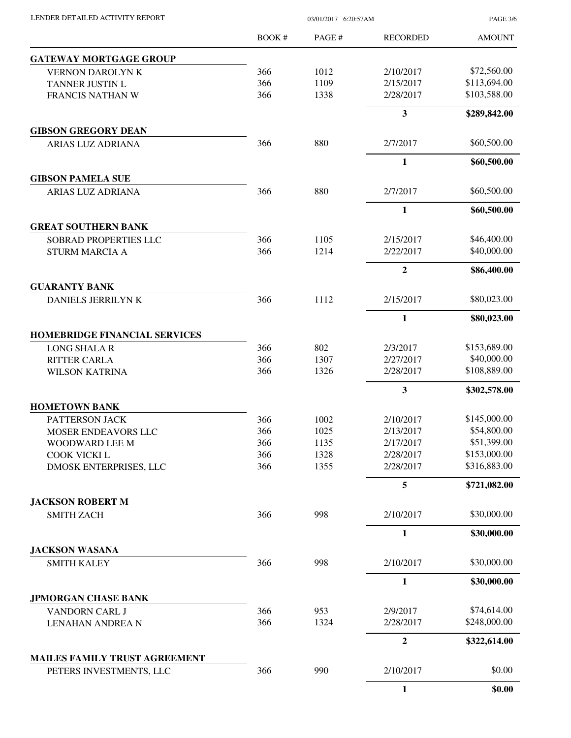| | BOOK # | PAGE # | RECORDED | AMOUNT |
|---|---|---|---|---|
| **GATEWAY MORTGAGE GROUP** | | | | |
| VERNON DAROLYN K | 366 | 1012 | 2/10/2017 | $72,560.00 |
| TANNER JUSTIN L | 366 | 1109 | 2/15/2017 | $113,694.00 |
| FRANCIS NATHAN W | 366 | 1338 | 2/28/2017 | $103,588.00 |
| | | | **3** | **$289,842.00** |
| **GIBSON GREGORY DEAN** | | | | |
| ARIAS LUZ ADRIANA | 366 | 880 | 2/7/2017 | $60,500.00 |
| | | | **1** | **$60,500.00** |
| **GIBSON PAMELA SUE** | | | | |
| ARIAS LUZ ADRIANA | 366 | 880 | 2/7/2017 | $60,500.00 |
| | | | **1** | **$60,500.00** |
| **GREAT SOUTHERN BANK** | | | | |
| SOBRAD PROPERTIES LLC | 366 | 1105 | 2/15/2017 | $46,400.00 |
| STURM MARCIA A | 366 | 1214 | 2/22/2017 | $40,000.00 |
| | | | **2** | **$86,400.00** |
| **GUARANTY BANK** | | | | |
| DANIELS JERRILYN K | 366 | 1112 | 2/15/2017 | $80,023.00 |
| | | | **1** | **$80,023.00** |
| **HOMEBRIDGE FINANCIAL SERVICES** | | | | |
| LONG SHALA R | 366 | 802 | 2/3/2017 | $153,689.00 |
| RITTER CARLA | 366 | 1307 | 2/27/2017 | $40,000.00 |
| WILSON KATRINA | 366 | 1326 | 2/28/2017 | $108,889.00 |
| | | | **3** | **$302,578.00** |
| **HOMETOWN BANK** | | | | |
| PATTERSON JACK | 366 | 1002 | 2/10/2017 | $145,000.00 |
| MOSER ENDEAVORS LLC | 366 | 1025 | 2/13/2017 | $54,800.00 |
| WOODWARD LEE M | 366 | 1135 | 2/17/2017 | $51,399.00 |
| COOK VICKI L | 366 | 1328 | 2/28/2017 | $153,000.00 |
| DMOSK ENTERPRISES, LLC | 366 | 1355 | 2/28/2017 | $316,883.00 |
| | | | **5** | **$721,082.00** |
| **JACKSON ROBERT M** | | | | |
| SMITH ZACH | 366 | 998 | 2/10/2017 | $30,000.00 |
| | | | **1** | **$30,000.00** |
| **JACKSON WASANA** | | | | |
| SMITH KALEY | 366 | 998 | 2/10/2017 | $30,000.00 |
| | | | **1** | **$30,000.00** |
| **JPMORGAN CHASE BANK** | | | | |
| VANDORN CARL J | 366 | 953 | 2/9/2017 | $74,614.00 |
| LENAHAN ANDREA N | 366 | 1324 | 2/28/2017 | $248,000.00 |
| | | | **2** | **$322,614.00** |
| **MAILES FAMILY TRUST AGREEMENT** | | | | |
| PETERS INVESTMENTS, LLC | 366 | 990 | 2/10/2017 | $0.00 |
| | | | **1** | **$0.00** |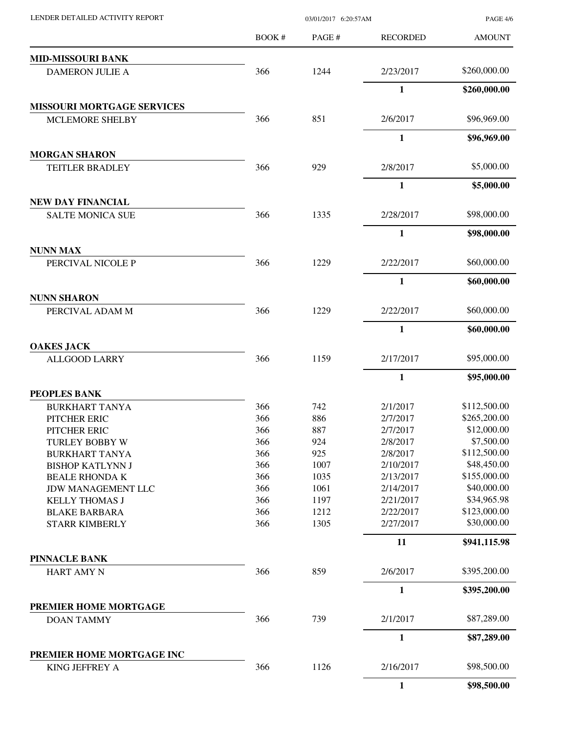| | BOOK # | PAGE # | RECORDED | AMOUNT |
|---|---|---|---|---|
| **MID-MISSOURI BANK** | | | | |
| DAMERON JULIE A | 366 | 1244 | 2/23/2017 | $260,000.00 |
| | | | **1** | **$260,000.00** |
| **MISSOURI MORTGAGE SERVICES** | | | | |
| MCLEMORE SHELBY | 366 | 851 | 2/6/2017 | $96,969.00 |
| | | | **1** | **$96,969.00** |
| **MORGAN SHARON** | | | | |
| TEITLER BRADLEY | 366 | 929 | 2/8/2017 | $5,000.00 |
| | | | **1** | **$5,000.00** |
| **NEW DAY FINANCIAL** | | | | |
| SALTE MONICA SUE | 366 | 1335 | 2/28/2017 | $98,000.00 |
| | | | **1** | **$98,000.00** |
| **NUNN MAX** | | | | |
| PERCIVAL NICOLE P | 366 | 1229 | 2/22/2017 | $60,000.00 |
| | | | **1** | **$60,000.00** |
| **NUNN SHARON** | | | | |
| PERCIVAL ADAM M | 366 | 1229 | 2/22/2017 | $60,000.00 |
| | | | **1** | **$60,000.00** |
| **OAKES JACK** | | | | |
| ALLGOOD LARRY | 366 | 1159 | 2/17/2017 | $95,000.00 |
| | | | **1** | **$95,000.00** |
| **PEOPLES BANK** | | | | |
| BURKHART TANYA | 366 | 742 | 2/1/2017 | $112,500.00 |
| PITCHER ERIC | 366 | 886 | 2/7/2017 | $265,200.00 |
| PITCHER ERIC | 366 | 887 | 2/7/2017 | $12,000.00 |
| TURLEY BOBBY W | 366 | 924 | 2/8/2017 | $7,500.00 |
| BURKHART TANYA | 366 | 925 | 2/8/2017 | $112,500.00 |
| BISHOP KATLYNN J | 366 | 1007 | 2/10/2017 | $48,450.00 |
| BEALE RHONDA K | 366 | 1035 | 2/13/2017 | $155,000.00 |
| JDW MANAGEMENT LLC | 366 | 1061 | 2/14/2017 | $40,000.00 |
| KELLY THOMAS J | 366 | 1197 | 2/21/2017 | $34,965.98 |
| BLAKE BARBARA | 366 | 1212 | 2/22/2017 | $123,000.00 |
| STARR KIMBERLY | 366 | 1305 | 2/27/2017 | $30,000.00 |
| | | | **11** | **$941,115.98** |
| **PINNACLE BANK** | | | | |
| HART AMY N | 366 | 859 | 2/6/2017 | $395,200.00 |
| | | | **1** | **$395,200.00** |
| **PREMIER HOME MORTGAGE** | | | | |
| DOAN TAMMY | 366 | 739 | 2/1/2017 | $87,289.00 |
| | | | **1** | **$87,289.00** |
| **PREMIER HOME MORTGAGE INC** | | | | |
| KING JEFFREY A | 366 | 1126 | 2/16/2017 | $98,500.00 |
| | | | **1** | **$98,500.00** |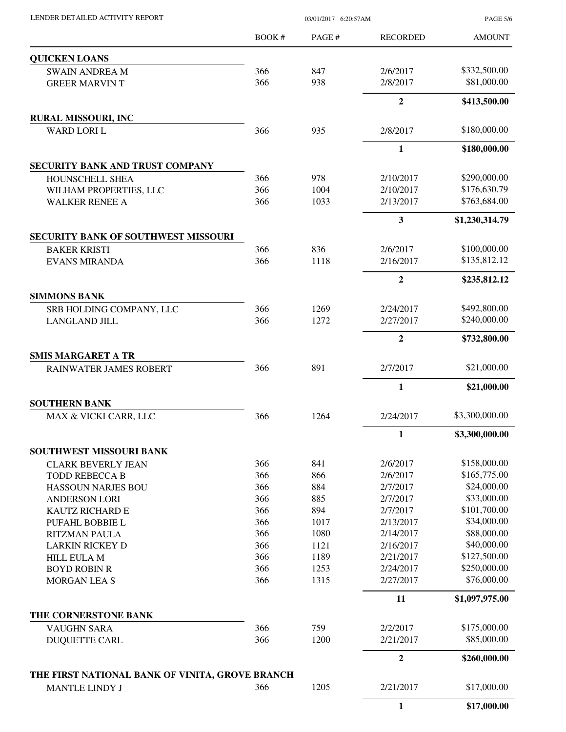| | BOOK # | PAGE # | RECORDED | AMOUNT |
|---|---|---|---|---|
| **QUICKEN LOANS** | | | | |
| SWAIN ANDREA M | 366 | 847 | 2/6/2017 | $332,500.00 |
| GREER MARVIN T | 366 | 938 | 2/8/2017 | $81,000.00 |
| | | | **2** | **$413,500.00** |
| **RURAL MISSOURI, INC** | | | | |
| WARD LORI L | 366 | 935 | 2/8/2017 | $180,000.00 |
| | | | **1** | **$180,000.00** |
| **SECURITY BANK AND TRUST COMPANY** | | | | |
| HOUNSCHELL SHEA | 366 | 978 | 2/10/2017 | $290,000.00 |
| WILHAM PROPERTIES, LLC | 366 | 1004 | 2/10/2017 | $176,630.79 |
| WALKER RENEE A | 366 | 1033 | 2/13/2017 | $763,684.00 |
| | | | **3** | **$1,230,314.79** |
| **SECURITY BANK OF SOUTHWEST MISSOURI** | | | | |
| BAKER KRISTI | 366 | 836 | 2/6/2017 | $100,000.00 |
| EVANS MIRANDA | 366 | 1118 | 2/16/2017 | $135,812.12 |
| | | | **2** | **$235,812.12** |
| **SIMMONS BANK** | | | | |
| SRB HOLDING COMPANY, LLC | 366 | 1269 | 2/24/2017 | $492,800.00 |
| LANGLAND JILL | 366 | 1272 | 2/27/2017 | $240,000.00 |
| | | | **2** | **$732,800.00** |
| **SMIS MARGARET A TR** | | | | |
| RAINWATER JAMES ROBERT | 366 | 891 | 2/7/2017 | $21,000.00 |
| | | | **1** | **$21,000.00** |
| **SOUTHERN BANK** | | | | |
| MAX & VICKI CARR, LLC | 366 | 1264 | 2/24/2017 | $3,300,000.00 |
| | | | **1** | **$3,300,000.00** |
| **SOUTHWEST MISSOURI BANK** | | | | |
| CLARK BEVERLY JEAN | 366 | 841 | 2/6/2017 | $158,000.00 |
| TODD REBECCA B | 366 | 866 | 2/6/2017 | $165,775.00 |
| HASSOUN NARJES BOU | 366 | 884 | 2/7/2017 | $24,000.00 |
| ANDERSON LORI | 366 | 885 | 2/7/2017 | $33,000.00 |
| KAUTZ RICHARD E | 366 | 894 | 2/7/2017 | $101,700.00 |
| PUFAHL BOBBIE L | 366 | 1017 | 2/13/2017 | $34,000.00 |
| RITZMAN PAULA | 366 | 1080 | 2/14/2017 | $88,000.00 |
| LARKIN RICKEY D | 366 | 1121 | 2/16/2017 | $40,000.00 |
| HILL EULA M | 366 | 1189 | 2/21/2017 | $127,500.00 |
| BOYD ROBIN R | 366 | 1253 | 2/24/2017 | $250,000.00 |
| MORGAN LEA S | 366 | 1315 | 2/27/2017 | $76,000.00 |
| | | | **11** | **$1,097,975.00** |
| **THE CORNERSTONE BANK** | | | | |
| VAUGHN SARA | 366 | 759 | 2/2/2017 | $175,000.00 |
| DUQUETTE CARL | 366 | 1200 | 2/21/2017 | $85,000.00 |
| | | | **2** | **$260,000.00** |
| **THE FIRST NATIONAL BANK OF VINITA, GROVE BRANCH** | | | | |
| MANTLE LINDY J | 366 | 1205 | 2/21/2017 | $17,000.00 |
| | | | **1** | **$17,000.00** |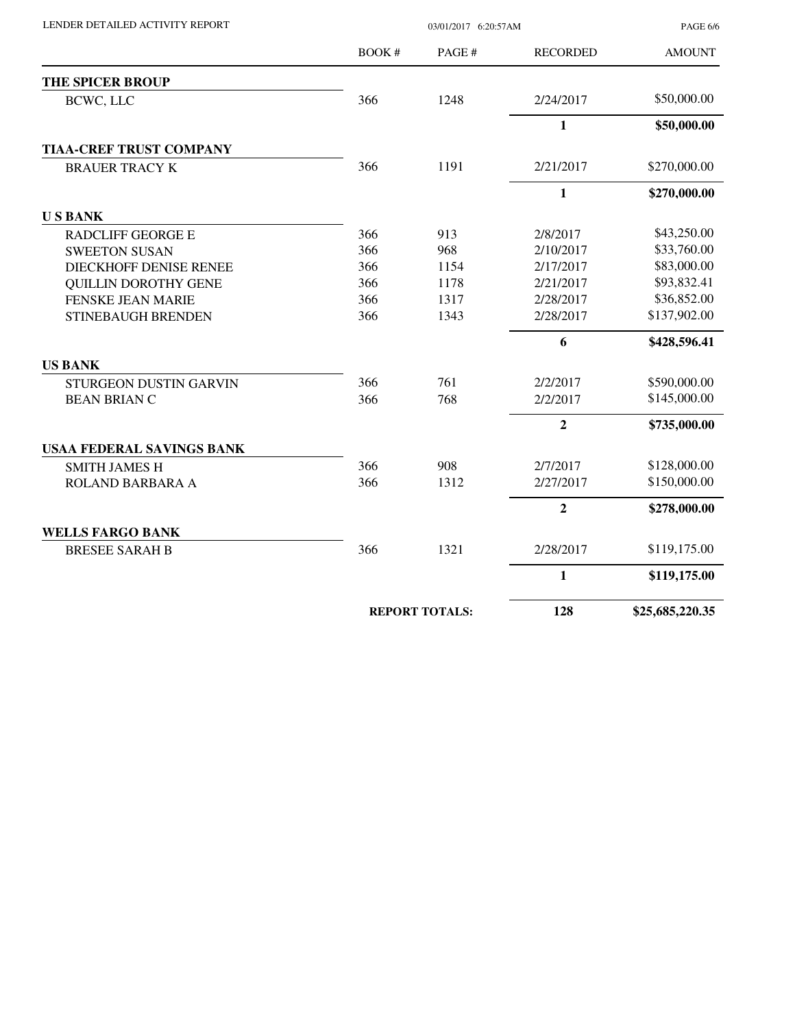| | BOOK # | PAGE # | RECORDED | AMOUNT |
|---|---|---|---|---|
| **THE SPICER BROUP** | | | | |
| BCWC, LLC | 366 | 1248 | 2/24/2017 | $50,000.00 |
| | | | **1** | **$50,000.00** |
| **TIAA-CREF TRUST COMPANY** | | | | |
| BRAUER TRACY K | 366 | 1191 | 2/21/2017 | $270,000.00 |
| | | | **1** | **$270,000.00** |
| **U S BANK** | | | | |
| RADCLIFF GEORGE E | 366 | 913 | 2/8/2017 | $43,250.00 |
| SWEETON SUSAN | 366 | 968 | 2/10/2017 | $33,760.00 |
| DIECKHOFF DENISE RENEE | 366 | 1154 | 2/17/2017 | $83,000.00 |
| QUILLIN DOROTHY GENE | 366 | 1178 | 2/21/2017 | $93,832.41 |
| FENSKE JEAN MARIE | 366 | 1317 | 2/28/2017 | $36,852.00 |
| STINEBAUGH BRENDEN | 366 | 1343 | 2/28/2017 | $137,902.00 |
| | | | **6** | **$428,596.41** |
| **US BANK** | | | | |
| STURGEON DUSTIN GARVIN | 366 | 761 | 2/2/2017 | $590,000.00 |
| BEAN BRIAN C | 366 | 768 | 2/2/2017 | $145,000.00 |
| | | | **2** | **$735,000.00** |
| **USAA FEDERAL SAVINGS BANK** | | | | |
| SMITH JAMES H | 366 | 908 | 2/7/2017 | $128,000.00 |
| ROLAND BARBARA A | 366 | 1312 | 2/27/2017 | $150,000.00 |
| | | | **2** | **$278,000.00** |
| **WELLS FARGO BANK** | | | | |
| BRESEE SARAH B | 366 | 1321 | 2/28/2017 | $119,175.00 |
| | | | **1** | **$119,175.00** |
| | **REPORT TOTALS:** | | **128** | **$25,685,220.35** |